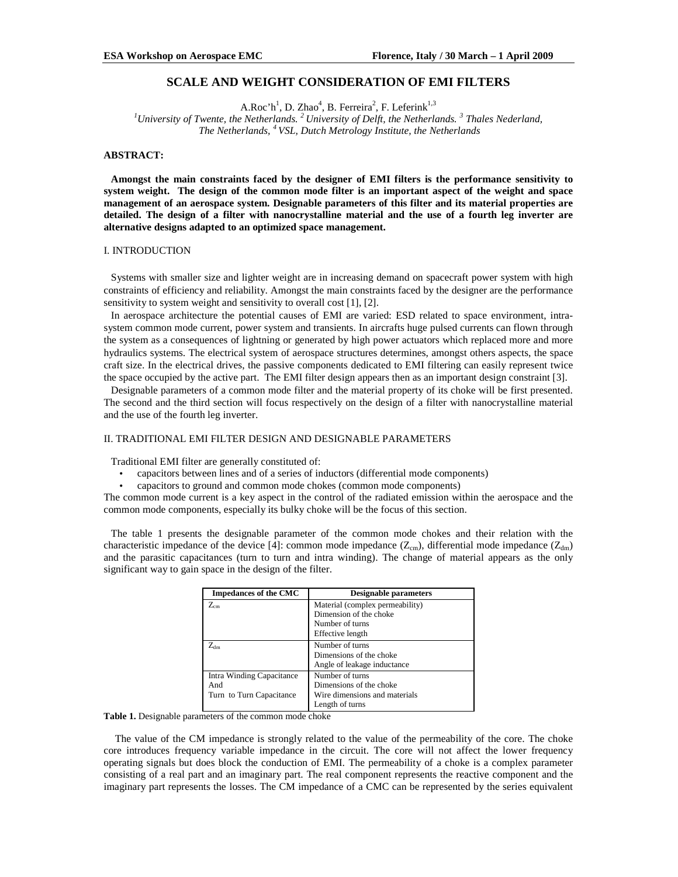# SCALE AND WEIGHT CONSIDERATION OF EMI FILTERS

A.Roc'h[1], D. Zhao[4], B. Ferreira[2], F. Leferink[1,3]

*[1]University of Twente, the Netherlands. [2] University of Delft, the Netherlands. [3] Thales Nederland, The Netherlands, [4] VSL, Dutch Metrology Institute, the Netherlands*

## ABSTRACT:

**Amongst the main constraints faced by the designer of EMI filters is the performance sensitivity to system weight. The design of the common mode filter is an important aspect of the weight and space management of an aerospace system. Designable parameters of this filter and its material properties are detailed. The design of a filter with nanocrystalline material and the use of a fourth leg inverter are alternative designs adapted to an optimized space management.**

## I. INTRODUCTION

Systems with smaller size and lighter weight are in increasing demand on spacecraft power system with high constraints of efficiency and reliability. Amongst the main constraints faced by the designer are the performance sensitivity to system weight and sensitivity to overall cost [1], [2].

In aerospace architecture the potential causes of EMI are varied: ESD related to space environment, intra-system common mode current, power system and transients. In aircrafts huge pulsed currents can flown through the system as a consequences of lightning or generated by high power actuators which replaced more and more hydraulics systems. The electrical system of aerospace structures determines, amongst others aspects, the space craft size. In the electrical drives, the passive components dedicated to EMI filtering can easily represent twice the space occupied by the active part. The EMI filter design appears then as an important design constraint [3].

Designable parameters of a common mode filter and the material property of its choke will be first presented. The second and the third section will focus respectively on the design of a filter with nanocrystalline material and the use of the fourth leg inverter.

## II. TRADITIONAL EMI FILTER DESIGN AND DESIGNABLE PARAMETERS

Traditional EMI filter are generally constituted of:

- capacitors between lines and of a series of inductors (differential mode components)
- capacitors to ground and common mode chokes (common mode components)

The common mode current is a key aspect in the control of the radiated emission within the aerospace and the common mode components, especially its bulky choke will be the focus of this section.

The table 1 presents the designable parameter of the common mode chokes and their relation with the characteristic impedance of the device [4]: common mode impedance ($Z_{cm}$), differential mode impedance ($Z_{dm}$) and the parasitic capacitances (turn to turn and intra winding). The change of material appears as the only significant way to gain space in the design of the filter.

| Impedances of the CMC | Designable parameters |
|---|---|
| $Z_{cm}$ | Material (complex permeability)<br>Dimension of the choke<br>Number of turns<br>Effective length |
| $Z_{dm}$ | Number of turns<br>Dimensions of the choke<br>Angle of leakage inductance |
| Intra Winding Capacitance<br>And<br>Turn to Turn Capacitance | Number of turns<br>Dimensions of the choke<br>Wire dimensions and materials<br>Length of turns |

**Table 1.** Designable parameters of the common mode choke

The value of the CM impedance is strongly related to the value of the permeability of the core. The choke core introduces frequency variable impedance in the circuit. The core will not affect the lower frequency operating signals but does block the conduction of EMI. The permeability of a choke is a complex parameter consisting of a real part and an imaginary part. The real component represents the reactive component and the imaginary part represents the losses. The CM impedance of a CMC can be represented by the series equivalent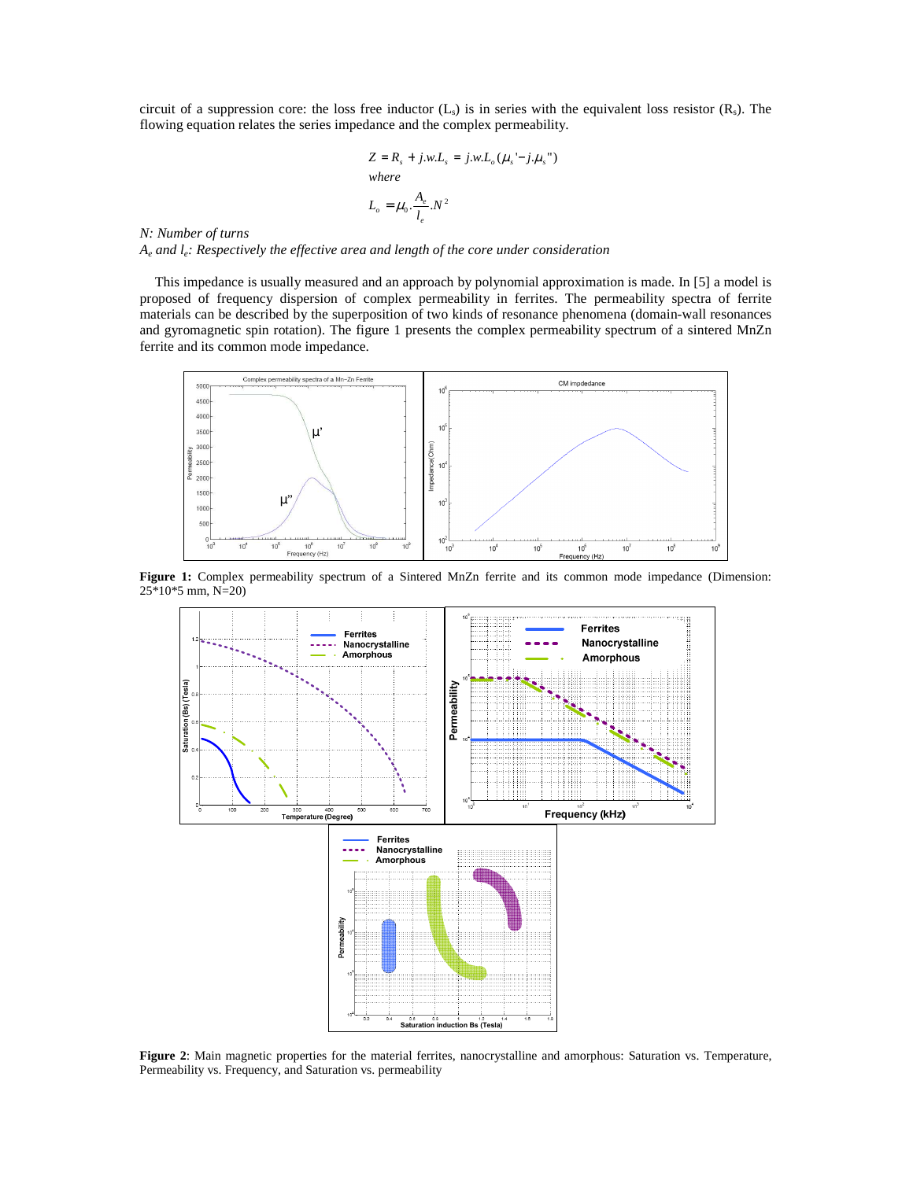circuit of a suppression core: the loss free inductor ($L_s$) is in series with the equivalent loss resistor ($R_s$). The flowing equation relates the series impedance and the complex permeability.

$$Z = R_s + j.w.L_s = j.w.L_o(\mu_s' - j.\mu_s'')$$

*where*

$$L_o = \mu_0 . \frac{A_e}{l_e} . N^2$$

*N: Number of turns*

*$A_e$ and $l_e$: Respectively the effective area and length of the core under consideration*

This impedance is usually measured and an approach by polynomial approximation is made. In [5] a model is proposed of frequency dispersion of complex permeability in ferrites. The permeability spectra of ferrite materials can be described by the superposition of two kinds of resonance phenomena (domain-wall resonances and gyromagnetic spin rotation). The figure 1 presents the complex permeability spectrum of a sintered MnZn ferrite and its common mode impedance.

**Figure 1:** Complex permeability spectrum of a Sintered MnZn ferrite and its common mode impedance (Dimension: 25*10*5 mm, N=20)

**Figure 2**: Main magnetic properties for the material ferrites, nanocrystalline and amorphous: Saturation vs. Temperature, Permeability vs. Frequency, and Saturation vs. permeability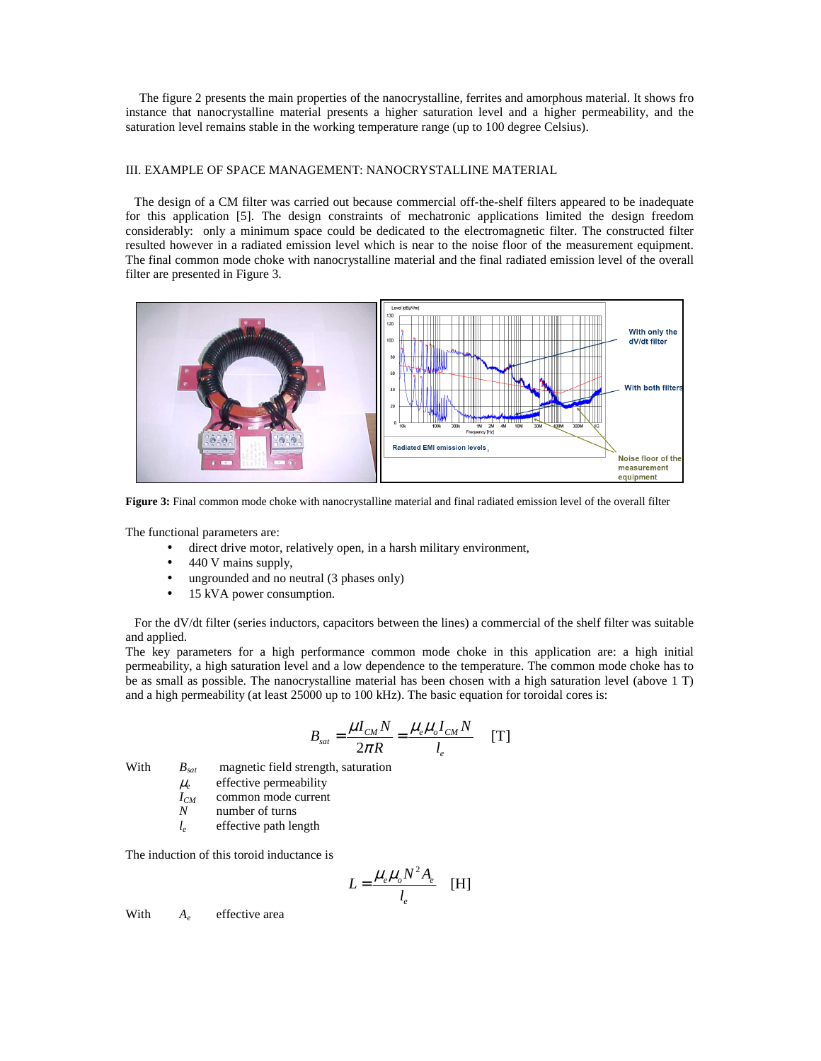The figure 2 presents the main properties of the nanocrystalline, ferrites and amorphous material. It shows fro instance that nanocrystalline material presents a higher saturation level and a higher permeability, and the saturation level remains stable in the working temperature range (up to 100 degree Celsius).

## III. EXAMPLE OF SPACE MANAGEMENT: NANOCRYSTALLINE MATERIAL

The design of a CM filter was carried out because commercial off-the-shelf filters appeared to be inadequate for this application [5]. The design constraints of mechatronic applications limited the design freedom considerably: only a minimum space could be dedicated to the electromagnetic filter. The constructed filter resulted however in a radiated emission level which is near to the noise floor of the measurement equipment. The final common mode choke with nanocrystalline material and the final radiated emission level of the overall filter are presented in Figure 3.

**Figure 3:** Final common mode choke with nanocrystalline material and final radiated emission level of the overall filter

The functional parameters are:

- direct drive motor, relatively open, in a harsh military environment,
- 440 V mains supply,
- ungrounded and no neutral (3 phases only)
- 15 kVA power consumption.

For the dV/dt filter (series inductors, capacitors between the lines) a commercial of the shelf filter was suitable and applied.

The key parameters for a high performance common mode choke in this application are: a high initial permeability, a high saturation level and a low dependence to the temperature. The common mode choke has to be as small as possible. The nanocrystalline material has been chosen with a high saturation level (above 1 T) and a high permeability (at least 25000 up to 100 kHz). The basic equation for toroidal cores is:

$$B_{sat} = \frac{\mu I_{CM} N}{2\pi R} = \frac{\mu_e \mu_o I_{CM} N}{l_e} \quad [\text{T}]$$

With
- $B_{sat}$ magnetic field strength, saturation
- $\mu_e$ effective permeability
- $I_{CM}$ common mode current
- $N$ number of turns
- $l_e$ effective path length

The induction of this toroid inductance is

$$L = \frac{\mu_e \mu_o N^2 A_e}{l_e} \quad [\text{H}]$$

With $A_e$ effective area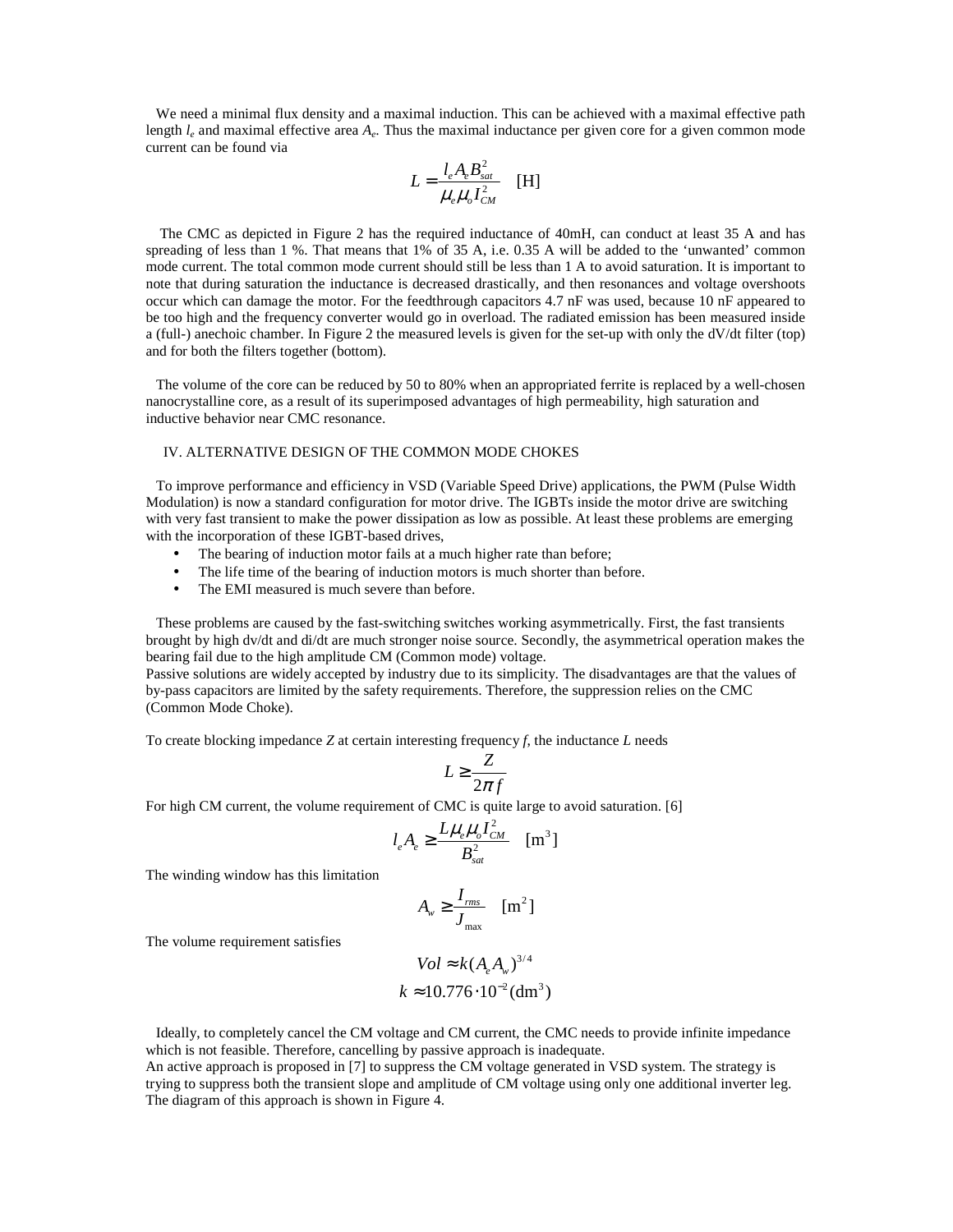We need a minimal flux density and a maximal induction. This can be achieved with a maximal effective path length $l_e$ and maximal effective area $A_e$. Thus the maximal inductance per given core for a given common mode current can be found via

$$L = \frac{l_e A_e B_{sat}^2}{\mu_e \mu_o I_{CM}^2} \quad [\mathrm{H}]$$

The CMC as depicted in Figure 2 has the required inductance of 40mH, can conduct at least 35 A and has spreading of less than 1 %. That means that 1% of 35 A, i.e. 0.35 A will be added to the 'unwanted' common mode current. The total common mode current should still be less than 1 A to avoid saturation. It is important to note that during saturation the inductance is decreased drastically, and then resonances and voltage overshoots occur which can damage the motor. For the feedthrough capacitors 4.7 nF was used, because 10 nF appeared to be too high and the frequency converter would go in overload. The radiated emission has been measured inside a (full-) anechoic chamber. In Figure 2 the measured levels is given for the set-up with only the dV/dt filter (top) and for both the filters together (bottom).

The volume of the core can be reduced by 50 to 80% when an appropriated ferrite is replaced by a well-chosen nanocrystalline core, as a result of its superimposed advantages of high permeability, high saturation and inductive behavior near CMC resonance.

## IV. ALTERNATIVE DESIGN OF THE COMMON MODE CHOKES

To improve performance and efficiency in VSD (Variable Speed Drive) applications, the PWM (Pulse Width Modulation) is now a standard configuration for motor drive. The IGBTs inside the motor drive are switching with very fast transient to make the power dissipation as low as possible. At least these problems are emerging with the incorporation of these IGBT-based drives,

- The bearing of induction motor fails at a much higher rate than before;
- The life time of the bearing of induction motors is much shorter than before.
- The EMI measured is much severe than before.

These problems are caused by the fast-switching switches working asymmetrically. First, the fast transients brought by high dv/dt and di/dt are much stronger noise source. Secondly, the asymmetrical operation makes the bearing fail due to the high amplitude CM (Common mode) voltage.

Passive solutions are widely accepted by industry due to its simplicity. The disadvantages are that the values of by-pass capacitors are limited by the safety requirements. Therefore, the suppression relies on the CMC (Common Mode Choke).

To create blocking impedance $Z$ at certain interesting frequency $f$, the inductance $L$ needs

$$L \geq \frac{Z}{2\pi f}$$

For high CM current, the volume requirement of CMC is quite large to avoid saturation. [6]

$$l_e A_e \geq \frac{L \mu_e \mu_o I_{CM}^2}{B_{sat}^2} \quad [\mathrm{m}^3]$$

The winding window has this limitation

$$A_w \geq \frac{I_{rms}}{J_{\max}} \quad [\mathrm{m}^2]$$

The volume requirement satisfies

$$Vol \approx k(A_e A_w)^{3/4}$$
$$k \approx 10.776 \cdot 10^{-2} (\mathrm{dm}^3)$$

Ideally, to completely cancel the CM voltage and CM current, the CMC needs to provide infinite impedance which is not feasible. Therefore, cancelling by passive approach is inadequate.

An active approach is proposed in [7] to suppress the CM voltage generated in VSD system. The strategy is trying to suppress both the transient slope and amplitude of CM voltage using only one additional inverter leg. The diagram of this approach is shown in Figure 4.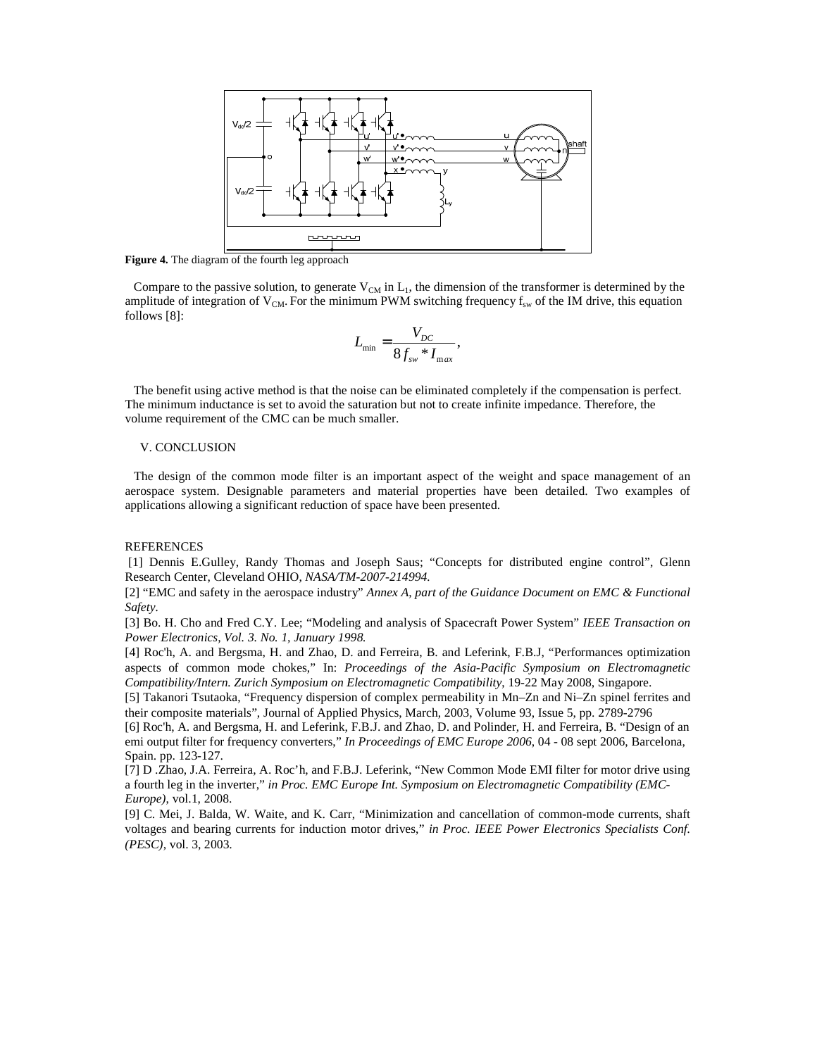Figure 4. The diagram of the fourth leg approach

Compare to the passive solution, to generate $V_{CM}$ in $L_1$, the dimension of the transformer is determined by the amplitude of integration of $V_{CM}$. For the minimum PWM switching frequency $f_{sw}$ of the IM drive, this equation follows [8]:

$$L_{\min} = \frac{V_{DC}}{8 f_{sw} * I_{\max}},$$

The benefit using active method is that the noise can be eliminated completely if the compensation is perfect. The minimum inductance is set to avoid the saturation but not to create infinite impedance. Therefore, the volume requirement of the CMC can be much smaller.

## V. CONCLUSION

The design of the common mode filter is an important aspect of the weight and space management of an aerospace system. Designable parameters and material properties have been detailed. Two examples of applications allowing a significant reduction of space have been presented.

## REFERENCES

[1] Dennis E.Gulley, Randy Thomas and Joseph Saus; "Concepts for distributed engine control", Glenn Research Center, Cleveland OHIO, *NASA/TM-2007-214994.*

[2] "EMC and safety in the aerospace industry" *Annex A, part of the Guidance Document on EMC & Functional Safety.*

[3] Bo. H. Cho and Fred C.Y. Lee; "Modeling and analysis of Spacecraft Power System" *IEEE Transaction on Power Electronics, Vol. 3. No. 1, January 1998.*

[4] Roc'h, A. and Bergsma, H. and Zhao, D. and Ferreira, B. and Leferink, F.B.J, "Performances optimization aspects of common mode chokes," In: *Proceedings of the Asia-Pacific Symposium on Electromagnetic Compatibility/Intern. Zurich Symposium on Electromagnetic Compatibility,* 19-22 May 2008, Singapore.

[5] Takanori Tsutaoka, "Frequency dispersion of complex permeability in Mn–Zn and Ni–Zn spinel ferrites and their composite materials", Journal of Applied Physics, March, 2003, Volume 93, Issue 5, pp. 2789-2796

[6] Roc'h, A. and Bergsma, H. and Leferink, F.B.J. and Zhao, D. and Polinder, H. and Ferreira, B. "Design of an emi output filter for frequency converters," *In Proceedings of EMC Europe 2006,* 04 - 08 sept 2006, Barcelona, Spain. pp. 123-127.

[7] D .Zhao, J.A. Ferreira, A. Roc'h, and F.B.J. Leferink, "New Common Mode EMI filter for motor drive using a fourth leg in the inverter," *in Proc. EMC Europe Int. Symposium on Electromagnetic Compatibility (EMC-Europe),* vol.1, 2008.

[9] C. Mei, J. Balda, W. Waite, and K. Carr, "Minimization and cancellation of common-mode currents, shaft voltages and bearing currents for induction motor drives," *in Proc. IEEE Power Electronics Specialists Conf. (PESC),* vol. 3, 2003.